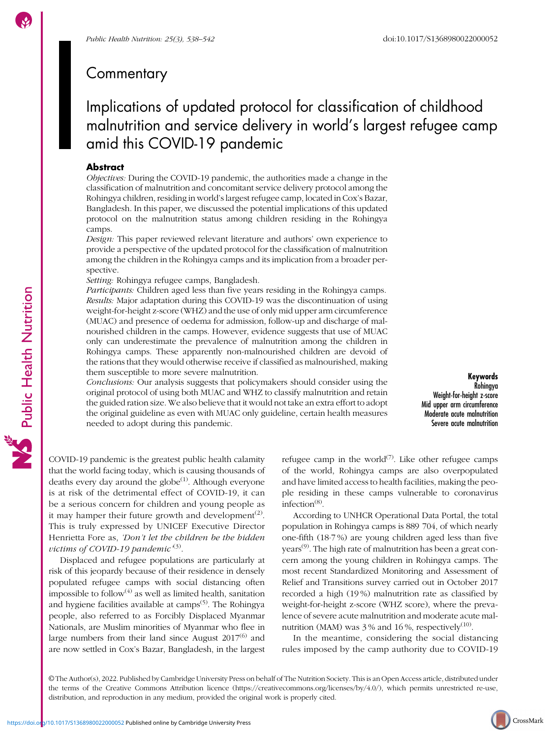## Commentary

# Implications of updated protocol for classification of childhood malnutrition and service delivery in world's largest refugee camp amid this COVID-19 pandemic

### Abstract

*Objectives:* During the COVID-19 pandemic, the authorities made a change in the classification of malnutrition and concomitant service delivery protocol among the Rohingya children, residing in world's largest refugee camp, located in Cox's Bazar, Bangladesh. In this paper, we discussed the potential implications of this updated protocol on the malnutrition status among children residing in the Rohingya camps.

*Design:* This paper reviewed relevant literature and authors' own experience to provide a perspective of the updated protocol for the classification of malnutrition among the children in the Rohingya camps and its implication from a broader perspective.

*Setting:* Rohingya refugee camps, Bangladesh.

*Participants:* Children aged less than five years residing in the Rohingya camps.

*Results:* Major adaptation during this COVID-19 was the discontinuation of using weight-for-height z-score (WHZ) and the use of only mid upper arm circumference (MUAC) and presence of oedema for admission, follow-up and discharge of malnourished children in the camps. However, evidence suggests that use of MUAC only can underestimate the prevalence of malnutrition among the children in Rohingya camps. These apparently non-malnourished children are devoid of the rations that they would otherwise receive if classified as malnourished, making them susceptible to more severe malnutrition.

*Conclusions:* Our analysis suggests that policymakers should consider using the original protocol of using both MUAC and WHZ to classify malnutrition and retain the guided ration size. We also believe that it would not take an extra effort to adopt the original guideline as even with MUAC only guideline, certain health measures needed to adopt during this pandemic.

**Keywords**
Rohingya
Weight-for-height z-score
Mid upper arm circumference
Moderate acute malnutrition
Severe acute malnutrition

COVID-19 pandemic is the greatest public health calamity that the world facing today, which is causing thousands of deaths every day around the globe[1]. Although everyone is at risk of the detrimental effect of COVID-19, it can be a serious concern for children and young people as it may hamper their future growth and development[2]. This is truly expressed by UNICEF Executive Director Henrietta Fore as, *'Don't let the children be the hidden victims of COVID-19 pandemic'*[3].

Displaced and refugee populations are particularly at risk of this jeopardy because of their residence in densely populated refugee camps with social distancing often impossible to follow[4] as well as limited health, sanitation and hygiene facilities available at camps[5]. The Rohingya people, also referred to as Forcibly Displaced Myanmar Nationals, are Muslim minorities of Myanmar who flee in large numbers from their land since August 2017[6] and are now settled in Cox's Bazar, Bangladesh, in the largest refugee camp in the world[7]. Like other refugee camps of the world, Rohingya camps are also overpopulated and have limited access to health facilities, making the people residing in these camps vulnerable to coronavirus infection[8].

According to UNHCR Operational Data Portal, the total population in Rohingya camps is 889 704, of which nearly one-fifth (18·7 %) are young children aged less than five years[9]. The high rate of malnutrition has been a great concern among the young children in Rohingya camps. The most recent Standardized Monitoring and Assessment of Relief and Transitions survey carried out in October 2017 recorded a high (19 %) malnutrition rate as classified by weight-for-height z-score (WHZ score), where the prevalence of severe acute malnutrition and moderate acute malnutrition (MAM) was 3 % and 16 %, respectively[10].

In the meantime, considering the social distancing rules imposed by the camp authority due to COVID-19

© The Author(s), 2022. Published by Cambridge University Press on behalf of The Nutrition Society. This is an Open Access article, distributed under the terms of the Creative Commons Attribution licence (https://creativecommons.org/licenses/by/4.0/), which permits unrestricted re-use, distribution, and reproduction in any medium, provided the original work is properly cited.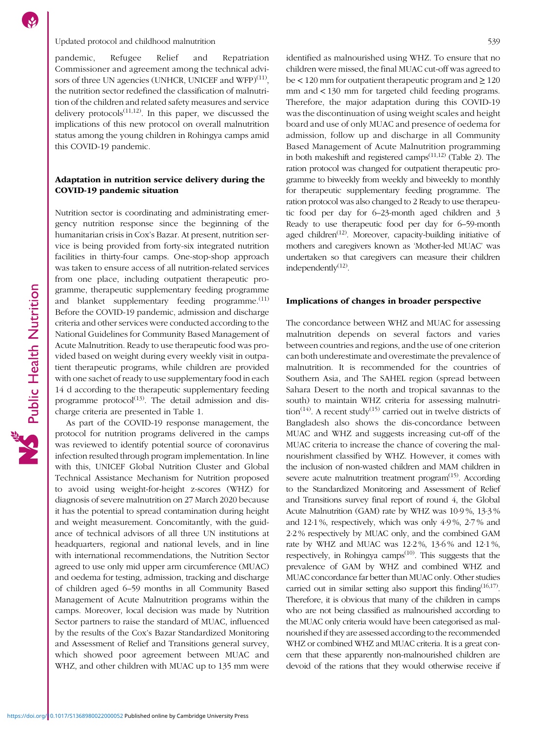pandemic, Refugee Relief and Repatriation Commissioner and agreement among the technical advisors of three UN agencies (UNHCR, UNICEF and WFP)[11], the nutrition sector redefined the classification of malnutrition of the children and related safety measures and service delivery protocols[11,12]. In this paper, we discussed the implications of this new protocol on overall malnutrition status among the young children in Rohingya camps amid this COVID-19 pandemic.

## Adaptation in nutrition service delivery during the COVID-19 pandemic situation

Nutrition sector is coordinating and administrating emergency nutrition response since the beginning of the humanitarian crisis in Cox's Bazar. At present, nutrition service is being provided from forty-six integrated nutrition facilities in thirty-four camps. One-stop-shop approach was taken to ensure access of all nutrition-related services from one place, including outpatient therapeutic programme, therapeutic supplementary feeding programme and blanket supplementary feeding programme.[11] Before the COVID-19 pandemic, admission and discharge criteria and other services were conducted according to the National Guidelines for Community Based Management of Acute Malnutrition. Ready to use therapeutic food was provided based on weight during every weekly visit in outpatient therapeutic programs, while children are provided with one sachet of ready to use supplementary food in each 14 d according to the therapeutic supplementary feeding programme protocol[13]. The detail admission and discharge criteria are presented in Table 1.

As part of the COVID-19 response management, the protocol for nutrition programs delivered in the camps was reviewed to identify potential source of coronavirus infection resulted through program implementation. In line with this, UNICEF Global Nutrition Cluster and Global Technical Assistance Mechanism for Nutrition proposed to avoid using weight-for-height z-scores (WHZ) for diagnosis of severe malnutrition on 27 March 2020 because it has the potential to spread contamination during height and weight measurement. Concomitantly, with the guidance of technical advisors of all three UN institutions at headquarters, regional and national levels, and in line with international recommendations, the Nutrition Sector agreed to use only mid upper arm circumference (MUAC) and oedema for testing, admission, tracking and discharge of children aged 6–59 months in all Community Based Management of Acute Malnutrition programs within the camps. Moreover, local decision was made by Nutrition Sector partners to raise the standard of MUAC, influenced by the results of the Cox's Bazar Standardized Monitoring and Assessment of Relief and Transitions general survey, which showed poor agreement between MUAC and WHZ, and other children with MUAC up to 135 mm were identified as malnourished using WHZ. To ensure that no children were missed, the final MUAC cut-off was agreed to be < 120 mm for outpatient therapeutic program and ≥ 120 mm and < 130 mm for targeted child feeding programs. Therefore, the major adaptation during this COVID-19 was the discontinuation of using weight scales and height board and use of only MUAC and presence of oedema for admission, follow up and discharge in all Community Based Management of Acute Malnutrition programming in both makeshift and registered camps[11,12] (Table 2). The ration protocol was changed for outpatient therapeutic programme to biweekly from weekly and biweekly to monthly for therapeutic supplementary feeding programme. The ration protocol was also changed to 2 Ready to use therapeutic food per day for 6–23-month aged children and 3 Ready to use therapeutic food per day for 6–59-month aged children[12]. Moreover, capacity-building initiative of mothers and caregivers known as 'Mother-led MUAC' was undertaken so that caregivers can measure their children independently[12].

## Implications of changes in broader perspective

The concordance between WHZ and MUAC for assessing malnutrition depends on several factors and varies between countries and regions, and the use of one criterion can both underestimate and overestimate the prevalence of malnutrition. It is recommended for the countries of Southern Asia, and The SAHEL region (spread between Sahara Desert to the north and tropical savannas to the south) to maintain WHZ criteria for assessing malnutrition[14]. A recent study[15] carried out in twelve districts of Bangladesh also shows the dis-concordance between MUAC and WHZ and suggests increasing cut-off of the MUAC criteria to increase the chance of covering the malnourishment classified by WHZ. However, it comes with the inclusion of non-wasted children and MAM children in severe acute malnutrition treatment program[15]. According to the Standardized Monitoring and Assessment of Relief and Transitions survey final report of round 4, the Global Acute Malnutrition (GAM) rate by WHZ was 10·9 %, 13·3 % and 12·1 %, respectively, which was only 4·9 %, 2·7 % and 2·2 % respectively by MUAC only, and the combined GAM rate by WHZ and MUAC was 12·2 %, 13·6 % and 12·1 %, respectively, in Rohingya camps[10]. This suggests that the prevalence of GAM by WHZ and combined WHZ and MUAC concordance far better than MUAC only. Other studies carried out in similar setting also support this finding[16,17]. Therefore, it is obvious that many of the children in camps who are not being classified as malnourished according to the MUAC only criteria would have been categorised as malnourished if they are assessed according to the recommended WHZ or combined WHZ and MUAC criteria. It is a great concern that these apparently non-malnourished children are devoid of the rations that they would otherwise receive if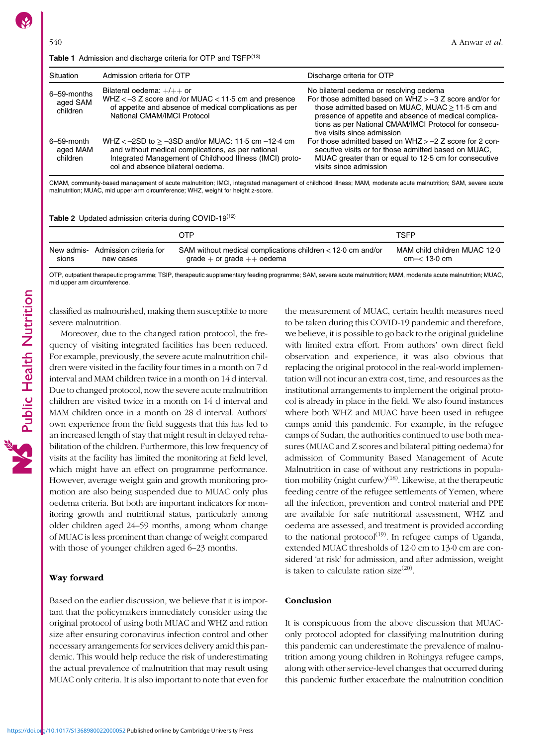**Table 1** Admission and discharge criteria for OTP and TSFP[13]

| Situation | Admission criteria for OTP | Discharge criteria for OTP |
|---|---|---|
| 6–59-months aged SAM children | Bilateral oedema: +/++ or WHZ < −3 Z score and /or MUAC < 11·5 cm and presence of appetite and absence of medical complications as per National CMAM/IMCI Protocol | No bilateral oedema or resolving oedema For those admitted based on WHZ > −3 Z score and/or for those admitted based on MUAC, MUAC ≥ 11·5 cm and presence of appetite and absence of medical complications as per National CMAM/IMCI Protocol for consecutive visits since admission |
| 6–59-month aged MAM children | WHZ < −2SD to ≥ −3SD and/or MUAC: 11·5 cm –12·4 cm and without medical complications, as per national Integrated Management of Childhood Illness (IMCI) protocol and absence bilateral oedema. | For those admitted based on WHZ > −2 Z score for 2 consecutive visits or for those admitted based on MUAC, MUAC greater than or equal to 12·5 cm for consecutive visits since admission |

CMAM, community-based management of acute malnutrition; IMCI, integrated management of childhood illness; MAM, moderate acute malnutrition; SAM, severe acute malnutrition; MUAC, mid upper arm circumference; WHZ, weight for height z-score.

**Table 2** Updated admission criteria during COVID-19[12]

| | | OTP | TSFP |
|---|---|---|---|
| New admissions | Admission criteria for new cases | SAM without medical complications children < 12·0 cm and/or grade + or grade ++ oedema | MAM child children MUAC 12·0 cm–< 13·0 cm |

OTP, outpatient therapeutic programme; TSIP, therapeutic supplementary feeding programme; SAM, severe acute malnutrition; MAM, moderate acute malnutrition; MUAC, mid upper arm circumference.

classified as malnourished, making them susceptible to more severe malnutrition.

Moreover, due to the changed ration protocol, the frequency of visiting integrated facilities has been reduced. For example, previously, the severe acute malnutrition children were visited in the facility four times in a month on 7 d interval and MAM children twice in a month on 14 d interval. Due to changed protocol, now the severe acute malnutrition children are visited twice in a month on 14 d interval and MAM children once in a month on 28 d interval. Authors' own experience from the field suggests that this has led to an increased length of stay that might result in delayed rehabilitation of the children. Furthermore, this low frequency of visits at the facility has limited the monitoring at field level, which might have an effect on programme performance. However, average weight gain and growth monitoring promotion are also being suspended due to MUAC only plus oedema criteria. But both are important indicators for monitoring growth and nutritional status, particularly among older children aged 24–59 months, among whom change of MUAC is less prominent than change of weight compared with those of younger children aged 6–23 months.

## Way forward

Based on the earlier discussion, we believe that it is important that the policymakers immediately consider using the original protocol of using both MUAC and WHZ and ration size after ensuring coronavirus infection control and other necessary arrangements for services delivery amid this pandemic. This would help reduce the risk of underestimating the actual prevalence of malnutrition that may result using MUAC only criteria. It is also important to note that even for the measurement of MUAC, certain health measures need to be taken during this COVID-19 pandemic and therefore, we believe, it is possible to go back to the original guideline with limited extra effort. From authors' own direct field observation and experience, it was also obvious that replacing the original protocol in the real-world implementation will not incur an extra cost, time, and resources as the institutional arrangements to implement the original protocol is already in place in the field. We also found instances where both WHZ and MUAC have been used in refugee camps amid this pandemic. For example, in the refugee camps of Sudan, the authorities continued to use both measures (MUAC and Z scores and bilateral pitting oedema) for admission of Community Based Management of Acute Malnutrition in case of without any restrictions in population mobility (night curfew)[18]. Likewise, at the therapeutic feeding centre of the refugee settlements of Yemen, where all the infection, prevention and control material and PPE are available for safe nutritional assessment, WHZ and oedema are assessed, and treatment is provided according to the national protocol[19]. In refugee camps of Uganda, extended MUAC thresholds of 12·0 cm to 13·0 cm are considered 'at risk' for admission, and after admission, weight is taken to calculate ration size[20].

## Conclusion

It is conspicuous from the above discussion that MUAC-only protocol adopted for classifying malnutrition during this pandemic can underestimate the prevalence of malnutrition among young children in Rohingya refugee camps, along with other service-level changes that occurred during this pandemic further exacerbate the malnutrition condition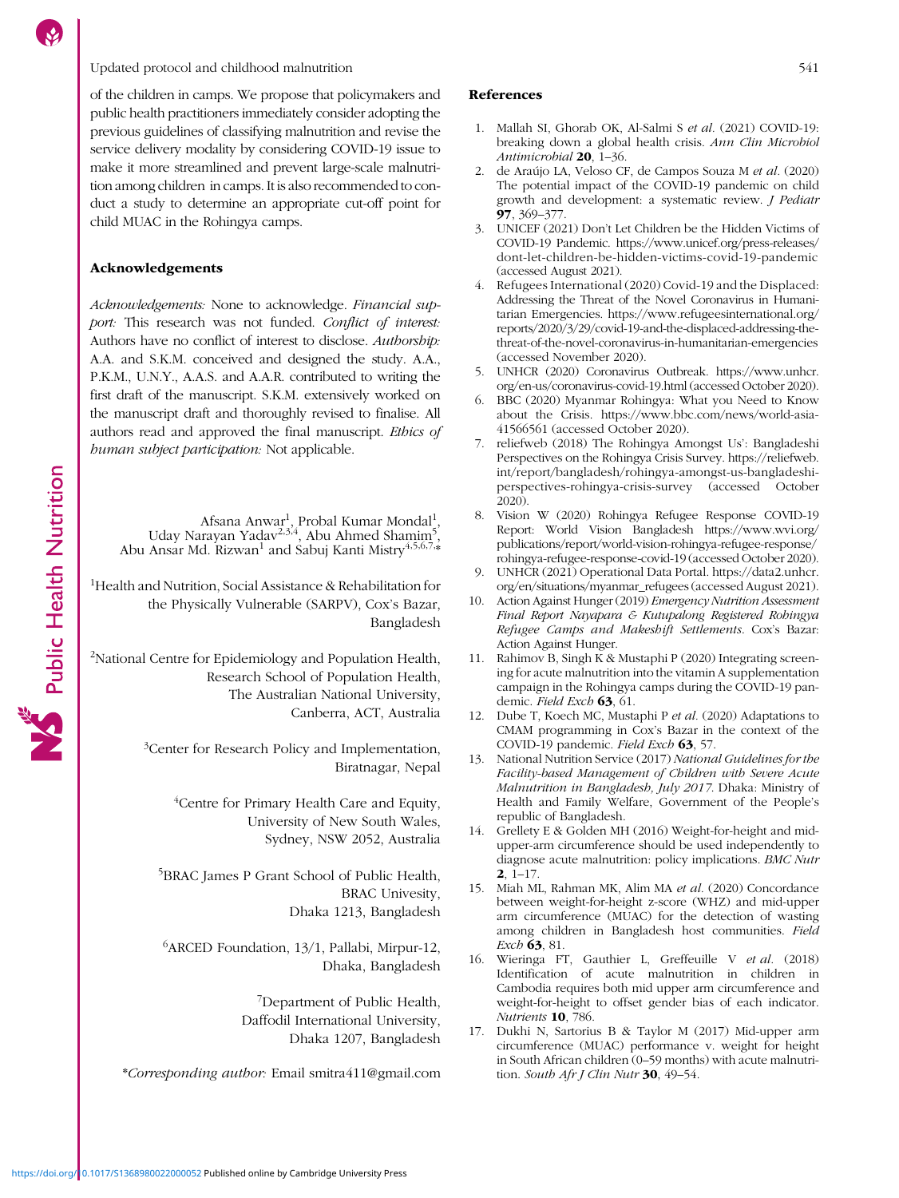of the children in camps. We propose that policymakers and public health practitioners immediately consider adopting the previous guidelines of classifying malnutrition and revise the service delivery modality by considering COVID-19 issue to make it more streamlined and prevent large-scale malnutrition among children in camps. It is also recommended to conduct a study to determine an appropriate cut-off point for child MUAC in the Rohingya camps.

## Acknowledgements

*Acknowledgements:* None to acknowledge. *Financial support:* This research was not funded. *Conflict of interest:* Authors have no conflict of interest to disclose. *Authorship:* A.A. and S.K.M. conceived and designed the study. A.A., P.K.M., U.N.Y., A.A.S. and A.A.R. contributed to writing the first draft of the manuscript. S.K.M. extensively worked on the manuscript draft and thoroughly revised to finalise. All authors read and approved the final manuscript. *Ethics of human subject participation:* Not applicable.

Afsana Anwar[1], Probal Kumar Mondal[1], Uday Narayan Yadav[2,3,4], Abu Ahmed Shamim[5], Abu Ansar Md. Rizwan[1] and Sabuj Kanti Mistry[4,5,6,7,*]

[1]Health and Nutrition, Social Assistance & Rehabilitation for the Physically Vulnerable (SARPV), Cox's Bazar, Bangladesh

[2]National Centre for Epidemiology and Population Health, Research School of Population Health, The Australian National University, Canberra, ACT, Australia

[3]Center for Research Policy and Implementation, Biratnagar, Nepal

[4]Centre for Primary Health Care and Equity, University of New South Wales, Sydney, NSW 2052, Australia

[5]BRAC James P Grant School of Public Health, BRAC Univesity, Dhaka 1213, Bangladesh

[6]ARCED Foundation, 13/1, Pallabi, Mirpur-12, Dhaka, Bangladesh

[7]Department of Public Health, Daffodil International University, Dhaka 1207, Bangladesh

*\*Corresponding author:* Email smitra411@gmail.com

## References

1. Mallah SI, Ghorab OK, Al-Salmi S *et al.* (2021) COVID-19: breaking down a global health crisis. *Ann Clin Microbiol Antimicrobial* **20**, 1–36.
2. de Araújo LA, Veloso CF, de Campos Souza M *et al.* (2020) The potential impact of the COVID-19 pandemic on child growth and development: a systematic review. *J Pediatr* **97**, 369–377.
3. UNICEF (2021) Don't Let Children be the Hidden Victims of COVID-19 Pandemic. https://www.unicef.org/press-releases/dont-let-children-be-hidden-victims-covid-19-pandemic (accessed August 2021).
4. Refugees International (2020) Covid-19 and the Displaced: Addressing the Threat of the Novel Coronavirus in Humanitarian Emergencies. https://www.refugeesinternational.org/reports/2020/3/29/covid-19-and-the-displaced-addressing-the-threat-of-the-novel-coronavirus-in-humanitarian-emergencies (accessed November 2020).
5. UNHCR (2020) Coronavirus Outbreak. https://www.unhcr.org/en-us/coronavirus-covid-19.html (accessed October 2020).
6. BBC (2020) Myanmar Rohingya: What you Need to Know about the Crisis. https://www.bbc.com/news/world-asia-41566561 (accessed October 2020).
7. reliefweb (2018) The Rohingya Amongst Us': Bangladeshi Perspectives on the Rohingya Crisis Survey. https://reliefweb.int/report/bangladesh/rohingya-amongst-us-bangladeshi-perspectives-rohingya-crisis-survey (accessed October 2020).
8. Vision W (2020) Rohingya Refugee Response COVID-19 Report: World Vision Bangladesh https://www.wvi.org/publications/report/world-vision-rohingya-refugee-response/rohingya-refugee-response-covid-19 (accessed October 2020).
9. UNHCR (2021) Operational Data Portal. https://data2.unhcr.org/en/situations/myanmar_refugees (accessed August 2021).
10. Action Against Hunger (2019) *Emergency Nutrition Assessment Final Report Nayapara & Kutupalong Registered Rohingya Refugee Camps and Makeshift Settlements*. Cox's Bazar: Action Against Hunger.
11. Rahimov B, Singh K & Mustaphi P (2020) Integrating screening for acute malnutrition into the vitamin A supplementation campaign in the Rohingya camps during the COVID-19 pandemic. *Field Exch* **63**, 61.
12. Dube T, Koech MC, Mustaphi P *et al.* (2020) Adaptations to CMAM programming in Cox's Bazar in the context of the COVID-19 pandemic. *Field Exch* **63**, 57.
13. National Nutrition Service (2017) *National Guidelines for the Facility-based Management of Children with Severe Acute Malnutrition in Bangladesh, July 2017*. Dhaka: Ministry of Health and Family Welfare, Government of the People's republic of Bangladesh.
14. Grellety E & Golden MH (2016) Weight-for-height and mid-upper-arm circumference should be used independently to diagnose acute malnutrition: policy implications. *BMC Nutr* **2**, 1–17.
15. Miah ML, Rahman MK, Alim MA *et al.* (2020) Concordance between weight-for-height z-score (WHZ) and mid-upper arm circumference (MUAC) for the detection of wasting among children in Bangladesh host communities. *Field Exch* **63**, 81.
16. Wieringa FT, Gauthier L, Greffeuille V *et al.* (2018) Identification of acute malnutrition in children in Cambodia requires both mid upper arm circumference and weight-for-height to offset gender bias of each indicator. *Nutrients* **10**, 786.
17. Dukhi N, Sartorius B & Taylor M (2017) Mid-upper arm circumference (MUAC) performance v. weight for height in South African children (0–59 months) with acute malnutrition. *South Afr J Clin Nutr* **30**, 49–54.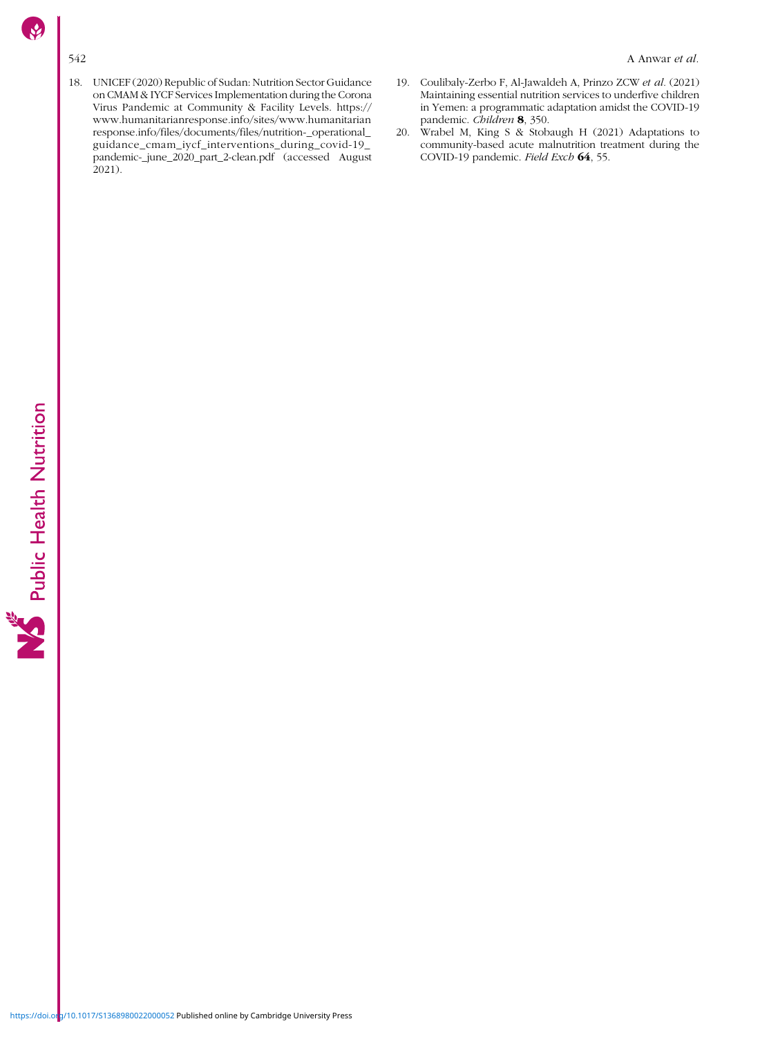18. UNICEF (2020) Republic of Sudan: Nutrition Sector Guidance on CMAM & IYCF Services Implementation during the Corona Virus Pandemic at Community & Facility Levels. https://www.humanitarianresponse.info/sites/www.humanitarianresponse.info/files/documents/files/nutrition-_operational_guidance_cmam_iycf_interventions_during_covid-19_pandemic-_june_2020_part_2-clean.pdf (accessed August 2021).
19. Coulibaly-Zerbo F, Al-Jawaldeh A, Prinzo ZCW *et al.* (2021) Maintaining essential nutrition services to underfive children in Yemen: a programmatic adaptation amidst the COVID-19 pandemic. *Children* **8**, 350.
20. Wrabel M, King S & Stobaugh H (2021) Adaptations to community-based acute malnutrition treatment during the COVID-19 pandemic. *Field Exch* **64**, 55.